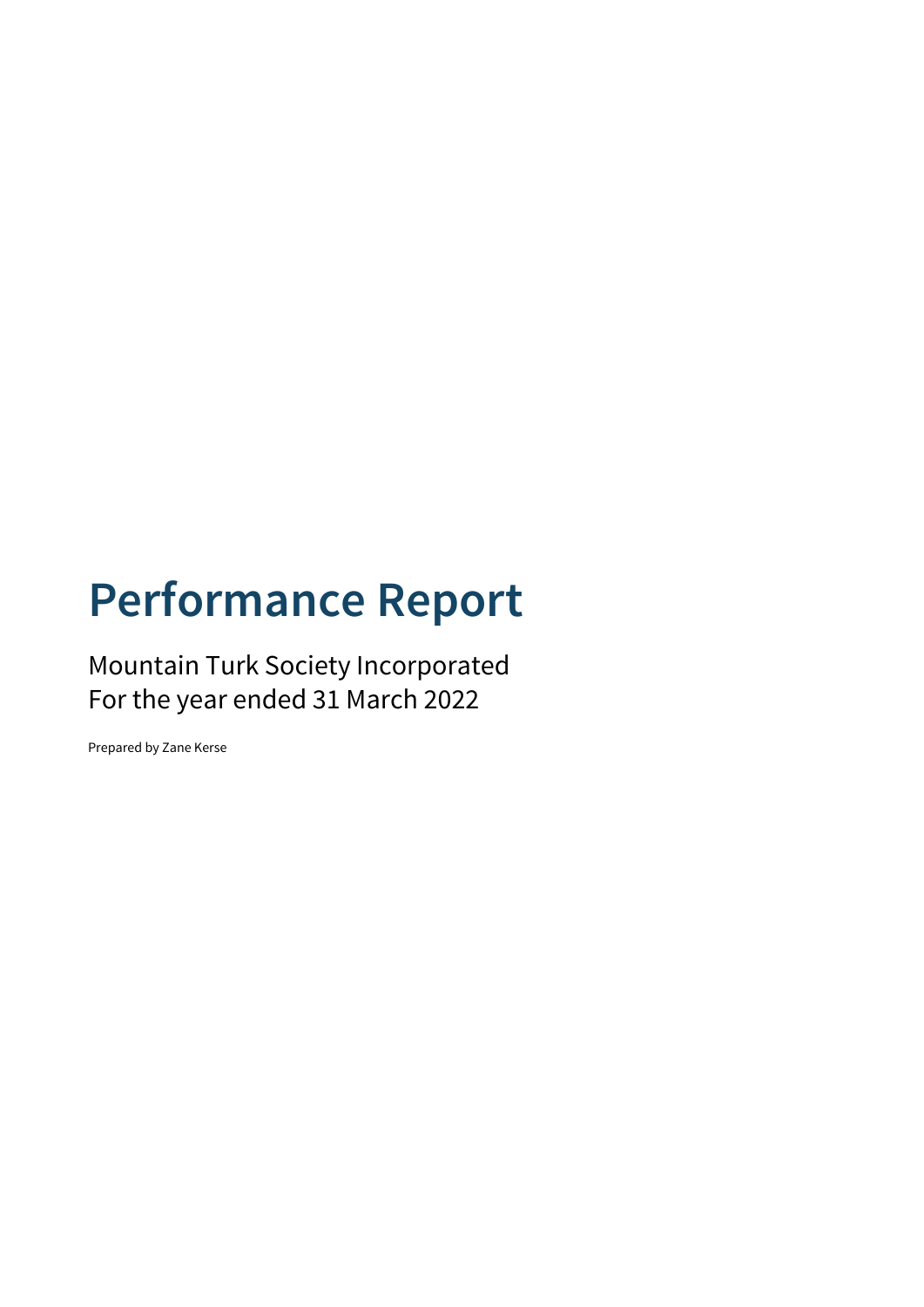# Performance Report

Mountain Turk Society Incorporated
For the year ended 31 March 2022

Prepared by Zane Kerse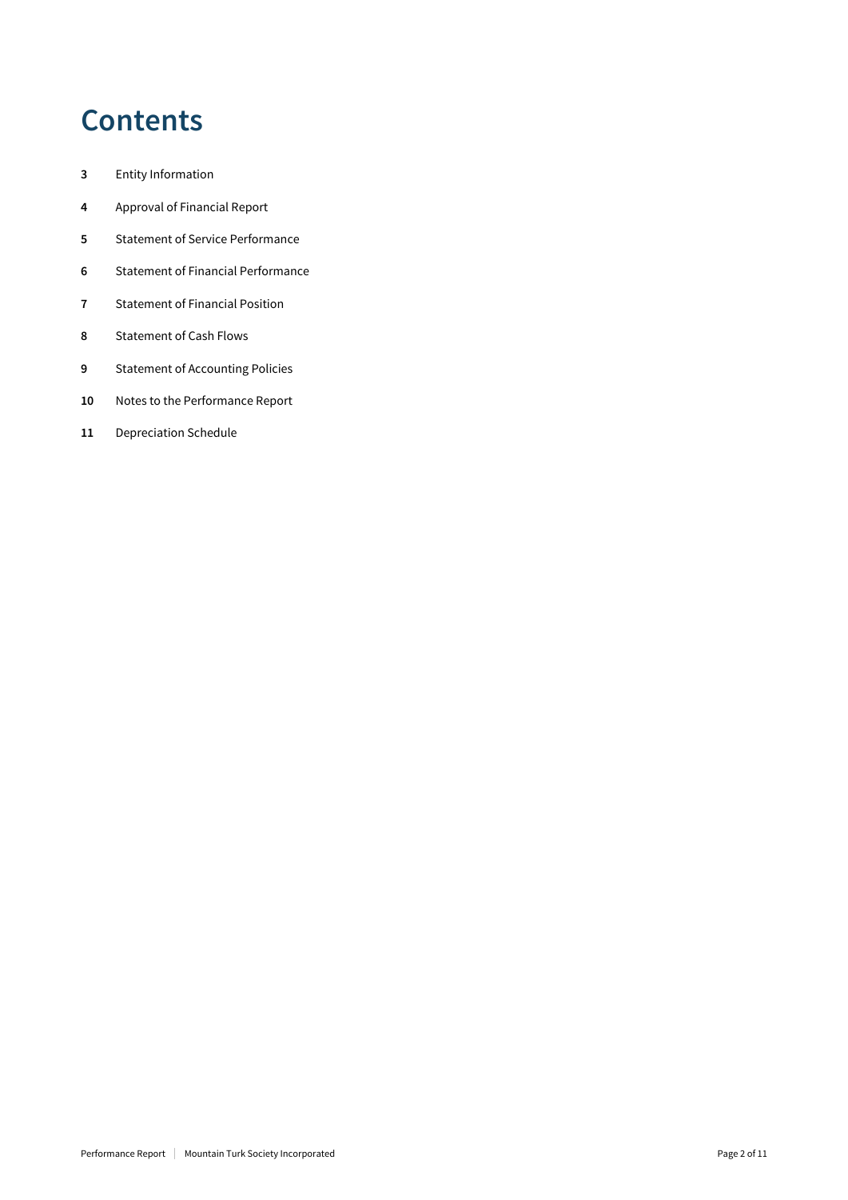# Contents

**3** Entity Information

**4** Approval of Financial Report

**5** Statement of Service Performance

**6** Statement of Financial Performance

**7** Statement of Financial Position

**8** Statement of Cash Flows

**9** Statement of Accounting Policies

**10** Notes to the Performance Report

**11** Depreciation Schedule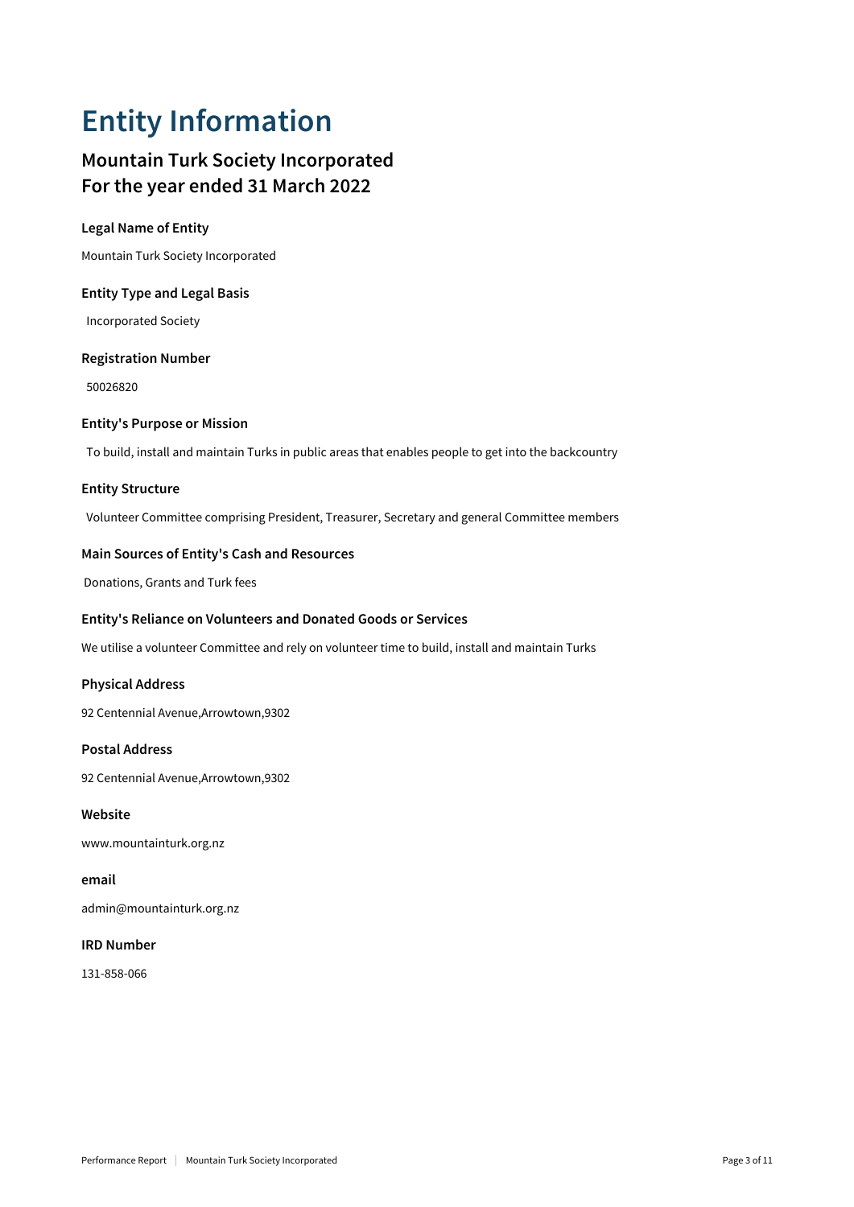# Entity Information

## Mountain Turk Society Incorporated
## For the year ended 31 March 2022

**Legal Name of Entity**

Mountain Turk Society Incorporated

**Entity Type and Legal Basis**

Incorporated Society

**Registration Number**

50026820

**Entity's Purpose or Mission**

To build, install and maintain Turks in public areas that enables people to get into the backcountry

**Entity Structure**

Volunteer Committee comprising President, Treasurer, Secretary and general Committee members

**Main Sources of Entity's Cash and Resources**

Donations, Grants and Turk fees

**Entity's Reliance on Volunteers and Donated Goods or Services**

We utilise a volunteer Committee and rely on volunteer time to build, install and maintain Turks

**Physical Address**

92 Centennial Avenue,Arrowtown,9302

**Postal Address**

92 Centennial Avenue,Arrowtown,9302

**Website**

www.mountainturk.org.nz

**email**

admin@mountainturk.org.nz

**IRD Number**

131-858-066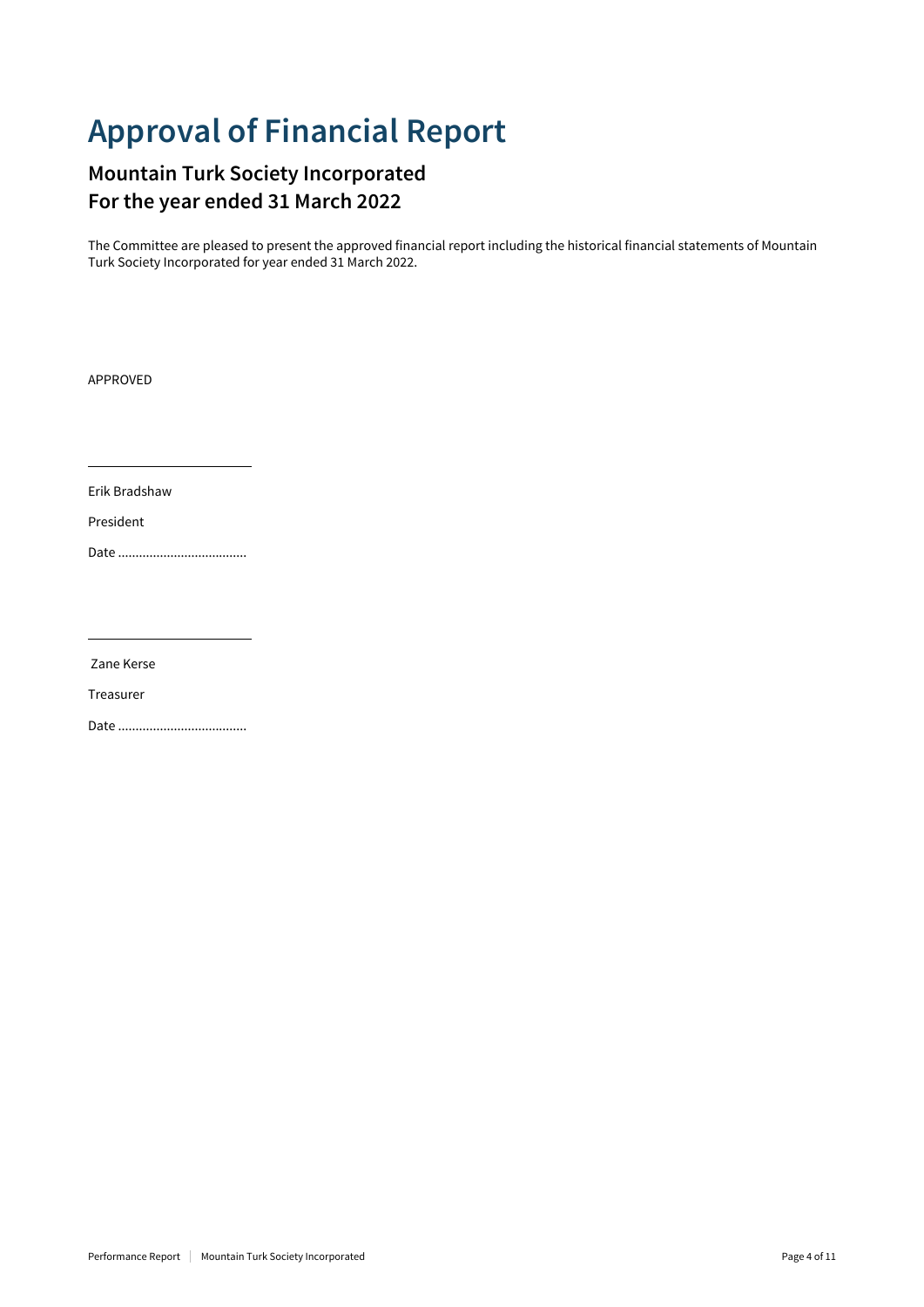# Approval of Financial Report

## Mountain Turk Society Incorporated
## For the year ended 31 March 2022

The Committee are pleased to present the approved financial report including the historical financial statements of Mountain Turk Society Incorporated for year ended 31 March 2022.

APPROVED

\_\_\_\_\_\_\_\_\_\_\_\_\_\_\_\_\_\_\_\_\_\_\_\_

Erik Bradshaw

President

Date .....................................

\_\_\_\_\_\_\_\_\_\_\_\_\_\_\_\_\_\_\_\_\_\_\_\_

Zane Kerse

Treasurer

Date .....................................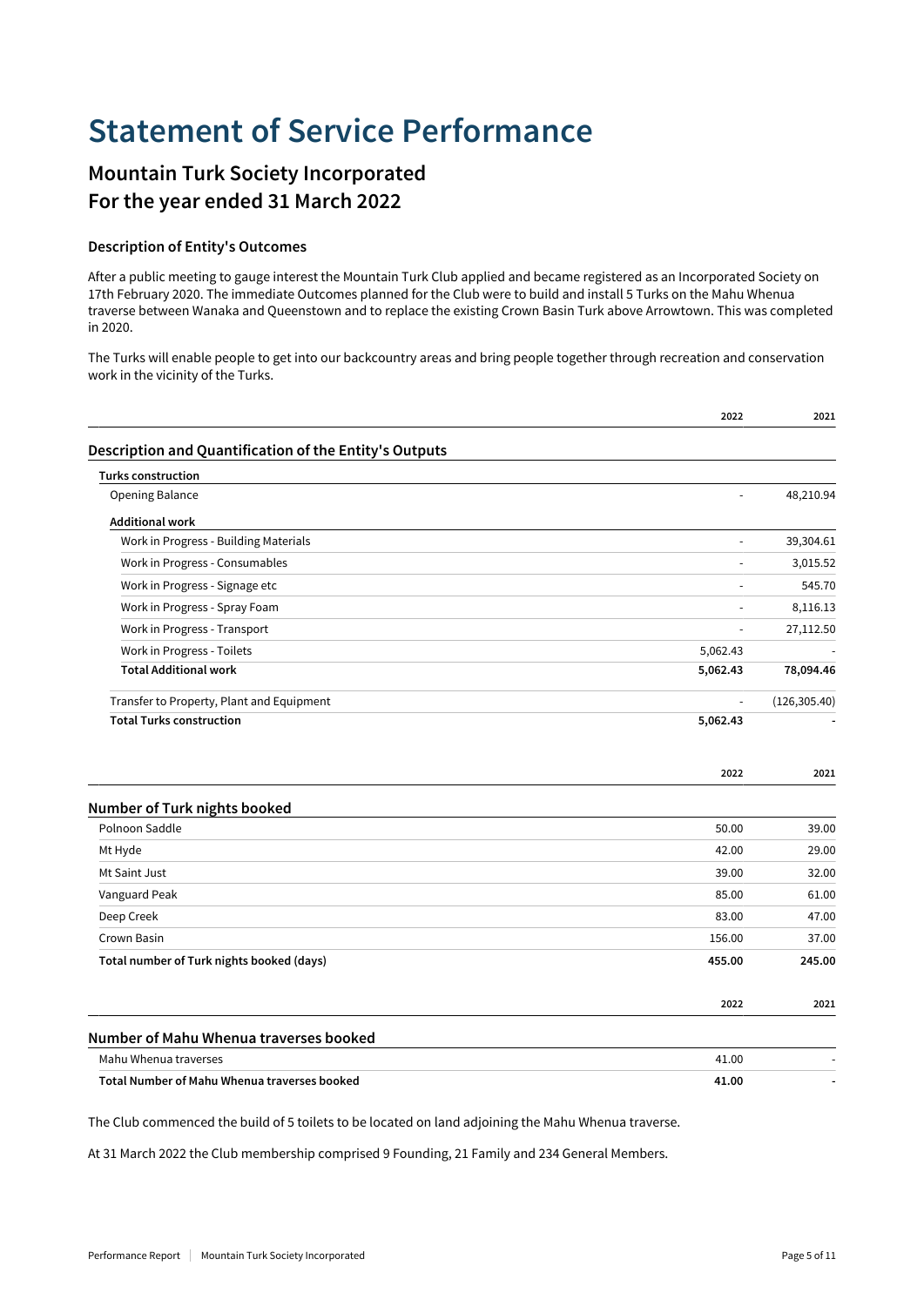# Statement of Service Performance

## Mountain Turk Society Incorporated
## For the year ended 31 March 2022

### Description of Entity's Outcomes

After a public meeting to gauge interest the Mountain Turk Club applied and became registered as an Incorporated Society on 17th February 2020. The immediate Outcomes planned for the Club were to build and install 5 Turks on the Mahu Whenua traverse between Wanaka and Queenstown and to replace the existing Crown Basin Turk above Arrowtown. This was completed in 2020.

The Turks will enable people to get into our backcountry areas and bring people together through recreation and conservation work in the vicinity of the Turks.

| | 2022 | 2021 |
|---|---|---|
| **Description and Quantification of the Entity's Outputs** | | |
| **Turks construction** | | |
| Opening Balance | - | 48,210.94 |
| **Additional work** | | |
| Work in Progress - Building Materials | - | 39,304.61 |
| Work in Progress - Consumables | - | 3,015.52 |
| Work in Progress - Signage etc | - | 545.70 |
| Work in Progress - Spray Foam | - | 8,116.13 |
| Work in Progress - Transport | - | 27,112.50 |
| Work in Progress - Toilets | 5,062.43 | - |
| **Total Additional work** | **5,062.43** | **78,094.46** |
| Transfer to Property, Plant and Equipment | - | (126,305.40) |
| **Total Turks construction** | **5,062.43** | - |

| | 2022 | 2021 |
|---|---|---|
| **Number of Turk nights booked** | | |
| Polnoon Saddle | 50.00 | 39.00 |
| Mt Hyde | 42.00 | 29.00 |
| Mt Saint Just | 39.00 | 32.00 |
| Vanguard Peak | 85.00 | 61.00 |
| Deep Creek | 83.00 | 47.00 |
| Crown Basin | 156.00 | 37.00 |
| **Total number of Turk nights booked (days)** | **455.00** | **245.00** |

| | 2022 | 2021 |
|---|---|---|
| **Number of Mahu Whenua traverses booked** | | |
| Mahu Whenua traverses | 41.00 | - |
| **Total Number of Mahu Whenua traverses booked** | **41.00** | - |

The Club commenced the build of 5 toilets to be located on land adjoining the Mahu Whenua traverse.

At 31 March 2022 the Club membership comprised 9 Founding, 21 Family and 234 General Members.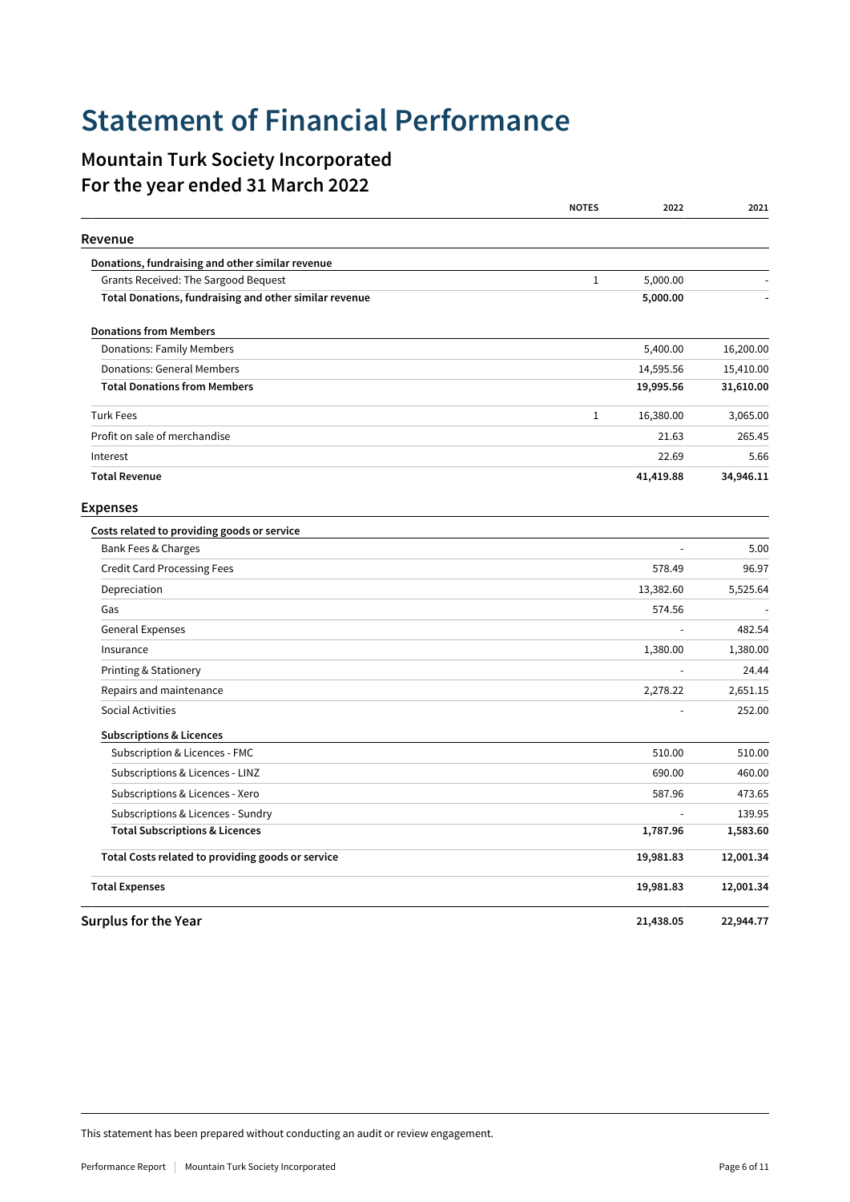# Statement of Financial Performance

## Mountain Turk Society Incorporated
## For the year ended 31 March 2022

| | NOTES | 2022 | 2021 |
|---|---|---|---|
| **Revenue** | | | |
| **Donations, fundraising and other similar revenue** | | | |
| Grants Received: The Sargood Bequest | 1 | 5,000.00 | - |
| **Total Donations, fundraising and other similar revenue** | | **5,000.00** | - |
| **Donations from Members** | | | |
| Donations: Family Members | | 5,400.00 | 16,200.00 |
| Donations: General Members | | 14,595.56 | 15,410.00 |
| **Total Donations from Members** | | **19,995.56** | **31,610.00** |
| Turk Fees | 1 | 16,380.00 | 3,065.00 |
| Profit on sale of merchandise | | 21.63 | 265.45 |
| Interest | | 22.69 | 5.66 |
| **Total Revenue** | | **41,419.88** | **34,946.11** |
| **Expenses** | | | |
| **Costs related to providing goods or service** | | | |
| Bank Fees & Charges | | - | 5.00 |
| Credit Card Processing Fees | | 578.49 | 96.97 |
| Depreciation | | 13,382.60 | 5,525.64 |
| Gas | | 574.56 | - |
| General Expenses | | - | 482.54 |
| Insurance | | 1,380.00 | 1,380.00 |
| Printing & Stationery | | - | 24.44 |
| Repairs and maintenance | | 2,278.22 | 2,651.15 |
| Social Activities | | - | 252.00 |
| **Subscriptions & Licences** | | | |
| Subscription & Licences - FMC | | 510.00 | 510.00 |
| Subscriptions & Licences - LINZ | | 690.00 | 460.00 |
| Subscriptions & Licences - Xero | | 587.96 | 473.65 |
| Subscriptions & Licences - Sundry | | - | 139.95 |
| **Total Subscriptions & Licences** | | **1,787.96** | **1,583.60** |
| **Total Costs related to providing goods or service** | | **19,981.83** | **12,001.34** |
| **Total Expenses** | | **19,981.83** | **12,001.34** |
| **Surplus for the Year** | | **21,438.05** | **22,944.77** |

This statement has been prepared without conducting an audit or review engagement.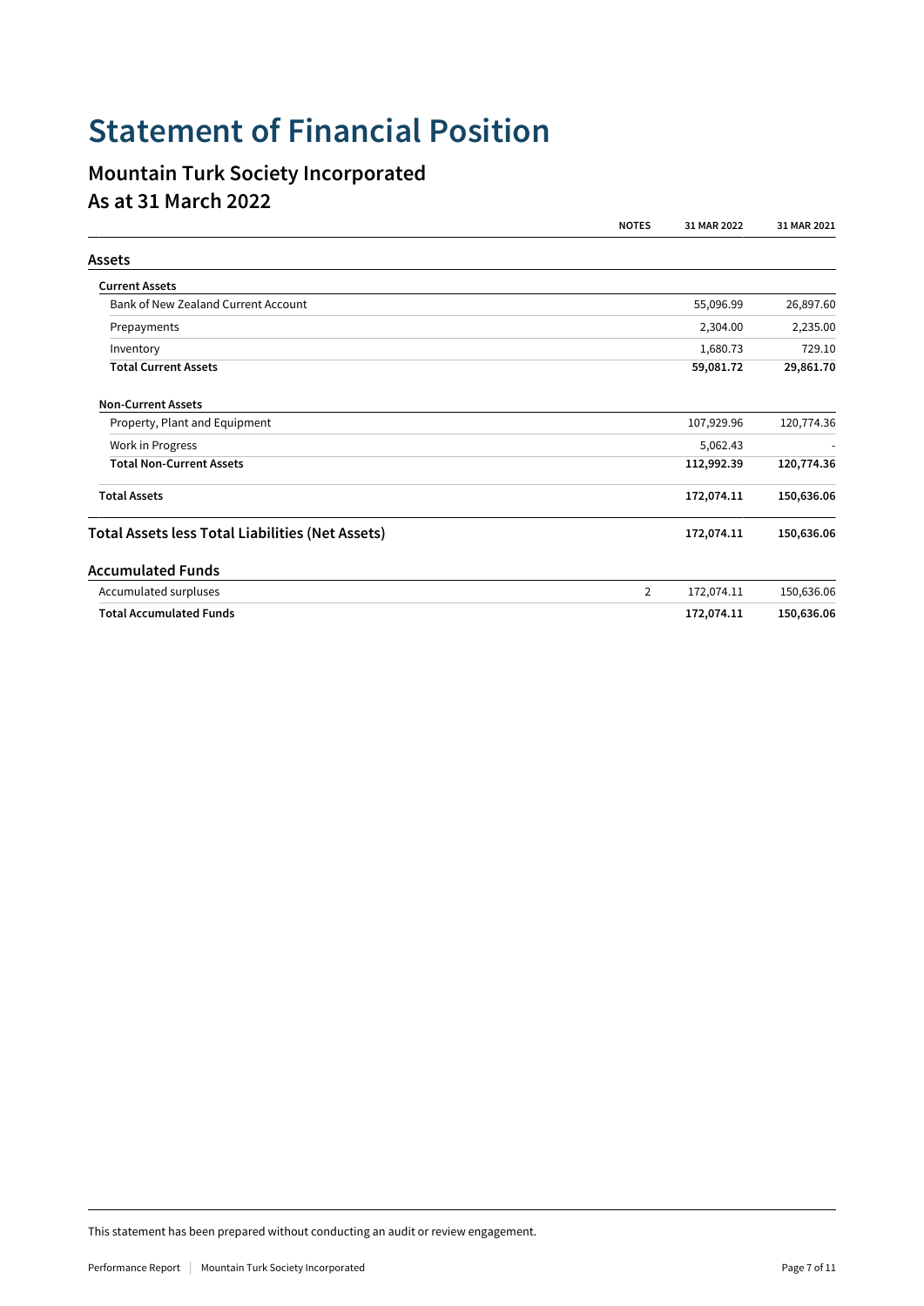# Statement of Financial Position

## Mountain Turk Society Incorporated
## As at 31 March 2022

| | NOTES | 31 MAR 2022 | 31 MAR 2021 |
|---|---|---|---|
| **Assets** | | | |
| **Current Assets** | | | |
| Bank of New Zealand Current Account | | 55,096.99 | 26,897.60 |
| Prepayments | | 2,304.00 | 2,235.00 |
| Inventory | | 1,680.73 | 729.10 |
| **Total Current Assets** | | **59,081.72** | **29,861.70** |
| **Non-Current Assets** | | | |
| Property, Plant and Equipment | | 107,929.96 | 120,774.36 |
| Work in Progress | | 5,062.43 | - |
| **Total Non-Current Assets** | | **112,992.39** | **120,774.36** |
| **Total Assets** | | **172,074.11** | **150,636.06** |
| **Total Assets less Total Liabilities (Net Assets)** | | **172,074.11** | **150,636.06** |
| **Accumulated Funds** | | | |
| Accumulated surpluses | 2 | 172,074.11 | 150,636.06 |
| **Total Accumulated Funds** | | **172,074.11** | **150,636.06** |

This statement has been prepared without conducting an audit or review engagement.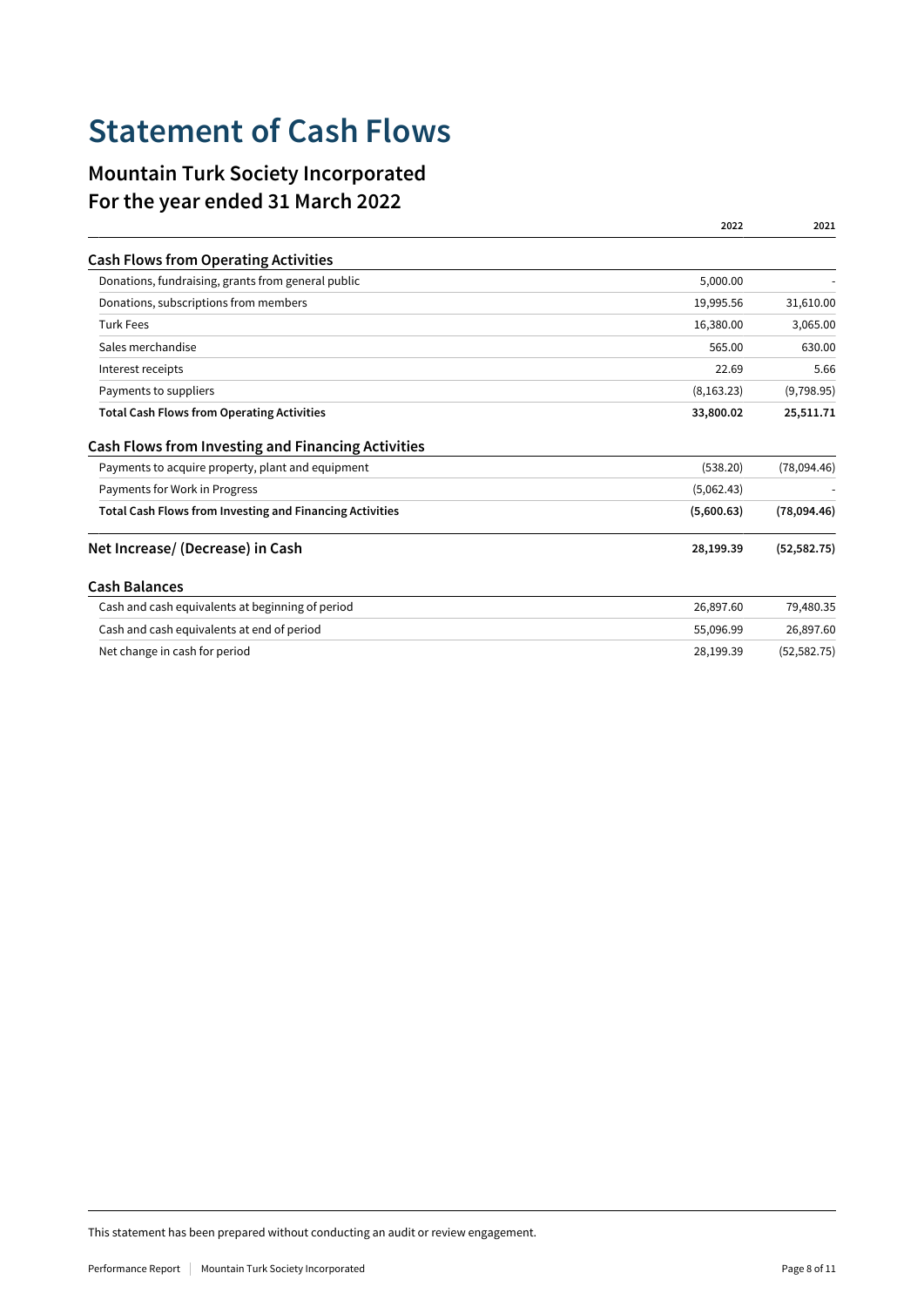# Statement of Cash Flows

## Mountain Turk Society Incorporated
## For the year ended 31 March 2022

| | 2022 | 2021 |
|---|---|---|
| **Cash Flows from Operating Activities** | | |
| Donations, fundraising, grants from general public | 5,000.00 | - |
| Donations, subscriptions from members | 19,995.56 | 31,610.00 |
| Turk Fees | 16,380.00 | 3,065.00 |
| Sales merchandise | 565.00 | 630.00 |
| Interest receipts | 22.69 | 5.66 |
| Payments to suppliers | (8,163.23) | (9,798.95) |
| **Total Cash Flows from Operating Activities** | **33,800.02** | **25,511.71** |
| **Cash Flows from Investing and Financing Activities** | | |
| Payments to acquire property, plant and equipment | (538.20) | (78,094.46) |
| Payments for Work in Progress | (5,062.43) | - |
| **Total Cash Flows from Investing and Financing Activities** | **(5,600.63)** | **(78,094.46)** |
| **Net Increase/ (Decrease) in Cash** | **28,199.39** | **(52,582.75)** |
| **Cash Balances** | | |
| Cash and cash equivalents at beginning of period | 26,897.60 | 79,480.35 |
| Cash and cash equivalents at end of period | 55,096.99 | 26,897.60 |
| Net change in cash for period | 28,199.39 | (52,582.75) |

This statement has been prepared without conducting an audit or review engagement.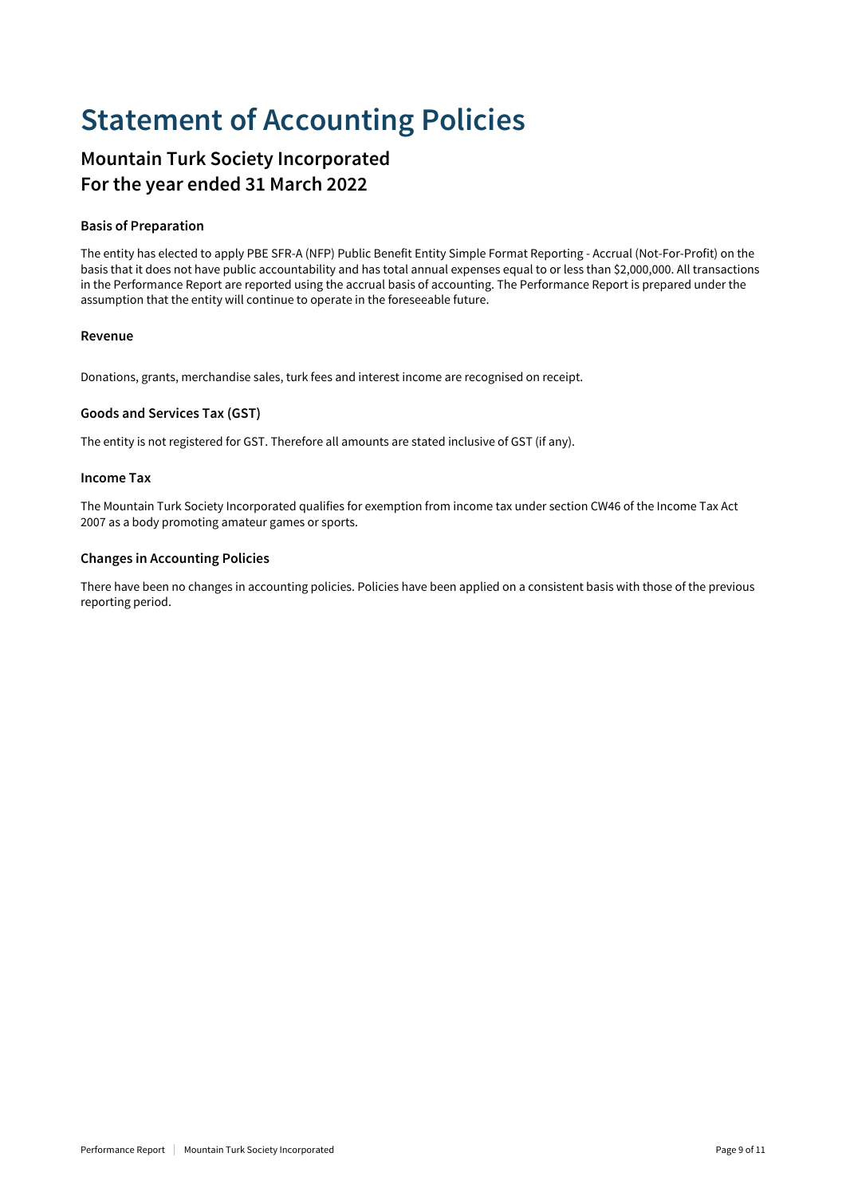# Statement of Accounting Policies

## Mountain Turk Society Incorporated
## For the year ended 31 March 2022

### Basis of Preparation

The entity has elected to apply PBE SFR-A (NFP) Public Benefit Entity Simple Format Reporting - Accrual (Not-For-Profit) on the basis that it does not have public accountability and has total annual expenses equal to or less than $2,000,000. All transactions in the Performance Report are reported using the accrual basis of accounting. The Performance Report is prepared under the assumption that the entity will continue to operate in the foreseeable future.

### Revenue

Donations, grants, merchandise sales, turk fees and interest income are recognised on receipt.

### Goods and Services Tax (GST)

The entity is not registered for GST. Therefore all amounts are stated inclusive of GST (if any).

### Income Tax

The Mountain Turk Society Incorporated qualifies for exemption from income tax under section CW46 of the Income Tax Act 2007 as a body promoting amateur games or sports.

### Changes in Accounting Policies

There have been no changes in accounting policies. Policies have been applied on a consistent basis with those of the previous reporting period.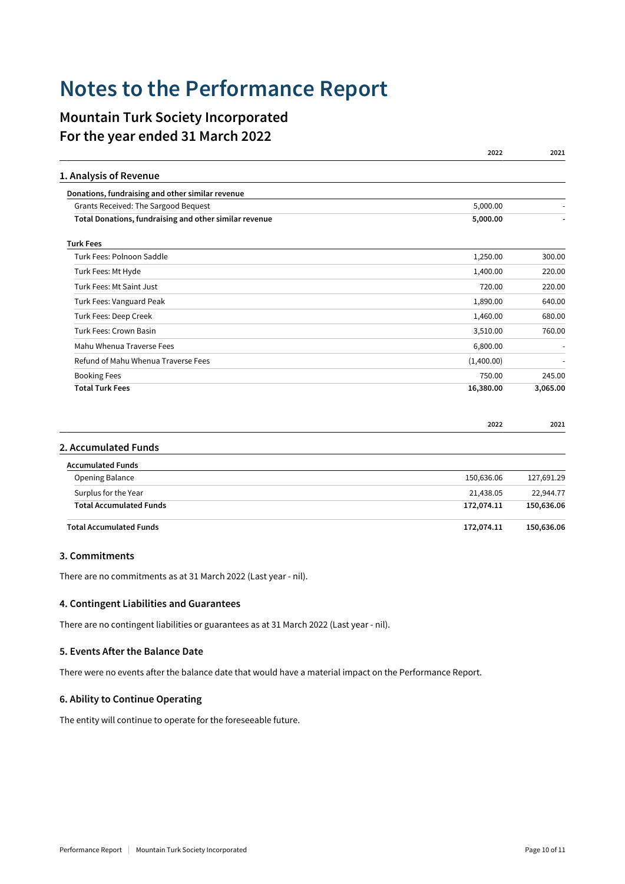# Notes to the Performance Report

## Mountain Turk Society Incorporated
## For the year ended 31 March 2022

| | 2022 | 2021 |
|---|---|---|
| **1. Analysis of Revenue** | | |
| **Donations, fundraising and other similar revenue** | | |
| Grants Received: The Sargood Bequest | 5,000.00 | - |
| **Total Donations, fundraising and other similar revenue** | **5,000.00** | **-** |
| **Turk Fees** | | |
| Turk Fees: Polnoon Saddle | 1,250.00 | 300.00 |
| Turk Fees: Mt Hyde | 1,400.00 | 220.00 |
| Turk Fees: Mt Saint Just | 720.00 | 220.00 |
| Turk Fees: Vanguard Peak | 1,890.00 | 640.00 |
| Turk Fees: Deep Creek | 1,460.00 | 680.00 |
| Turk Fees: Crown Basin | 3,510.00 | 760.00 |
| Mahu Whenua Traverse Fees | 6,800.00 | - |
| Refund of Mahu Whenua Traverse Fees | (1,400.00) | - |
| Booking Fees | 750.00 | 245.00 |
| **Total Turk Fees** | **16,380.00** | **3,065.00** |

| | 2022 | 2021 |
|---|---|---|
| **2. Accumulated Funds** | | |
| **Accumulated Funds** | | |
| Opening Balance | 150,636.06 | 127,691.29 |
| Surplus for the Year | 21,438.05 | 22,944.77 |
| **Total Accumulated Funds** | **172,074.11** | **150,636.06** |
| **Total Accumulated Funds** | **172,074.11** | **150,636.06** |

### 3. Commitments

There are no commitments as at 31 March 2022 (Last year - nil).

### 4. Contingent Liabilities and Guarantees

There are no contingent liabilities or guarantees as at 31 March 2022 (Last year - nil).

### 5. Events After the Balance Date

There were no events after the balance date that would have a material impact on the Performance Report.

### 6. Ability to Continue Operating

The entity will continue to operate for the foreseeable future.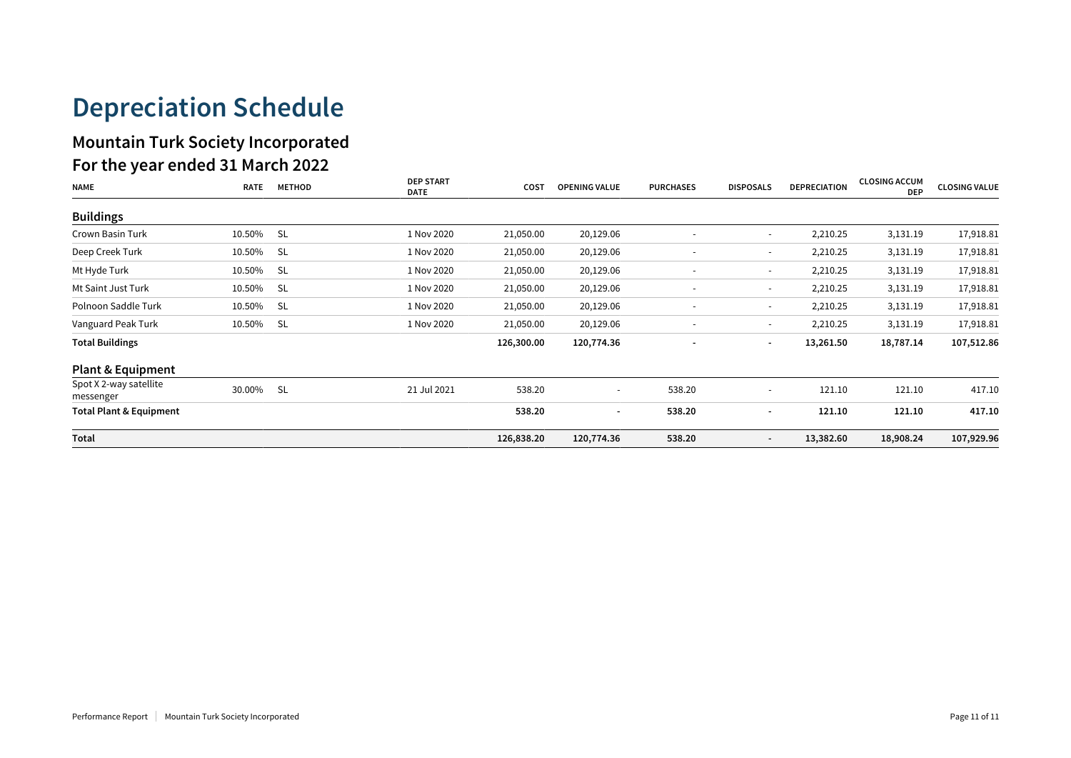# Depreciation Schedule

## Mountain Turk Society Incorporated

## For the year ended 31 March 2022

| NAME | RATE | METHOD | DEP START DATE | COST | OPENING VALUE | PURCHASES | DISPOSALS | DEPRECIATION | CLOSING ACCUM DEP | CLOSING VALUE |
|---|---|---|---|---|---|---|---|---|---|---|
| **Buildings** | | | | | | | | | | |
| Crown Basin Turk | 10.50% | SL | 1 Nov 2020 | 21,050.00 | 20,129.06 | - | - | 2,210.25 | 3,131.19 | 17,918.81 |
| Deep Creek Turk | 10.50% | SL | 1 Nov 2020 | 21,050.00 | 20,129.06 | - | - | 2,210.25 | 3,131.19 | 17,918.81 |
| Mt Hyde Turk | 10.50% | SL | 1 Nov 2020 | 21,050.00 | 20,129.06 | - | - | 2,210.25 | 3,131.19 | 17,918.81 |
| Mt Saint Just Turk | 10.50% | SL | 1 Nov 2020 | 21,050.00 | 20,129.06 | - | - | 2,210.25 | 3,131.19 | 17,918.81 |
| Polnoon Saddle Turk | 10.50% | SL | 1 Nov 2020 | 21,050.00 | 20,129.06 | - | - | 2,210.25 | 3,131.19 | 17,918.81 |
| Vanguard Peak Turk | 10.50% | SL | 1 Nov 2020 | 21,050.00 | 20,129.06 | - | - | 2,210.25 | 3,131.19 | 17,918.81 |
| **Total Buildings** | | | | **126,300.00** | **120,774.36** | **-** | **-** | **13,261.50** | **18,787.14** | **107,512.86** |
| **Plant & Equipment** | | | | | | | | | | |
| Spot X 2-way satellite messenger | 30.00% | SL | 21 Jul 2021 | 538.20 | - | 538.20 | - | 121.10 | 121.10 | 417.10 |
| **Total Plant & Equipment** | | | | **538.20** | **-** | **538.20** | **-** | **121.10** | **121.10** | **417.10** |
| **Total** | | | | **126,838.20** | **120,774.36** | **538.20** | **-** | **13,382.60** | **18,908.24** | **107,929.96** |